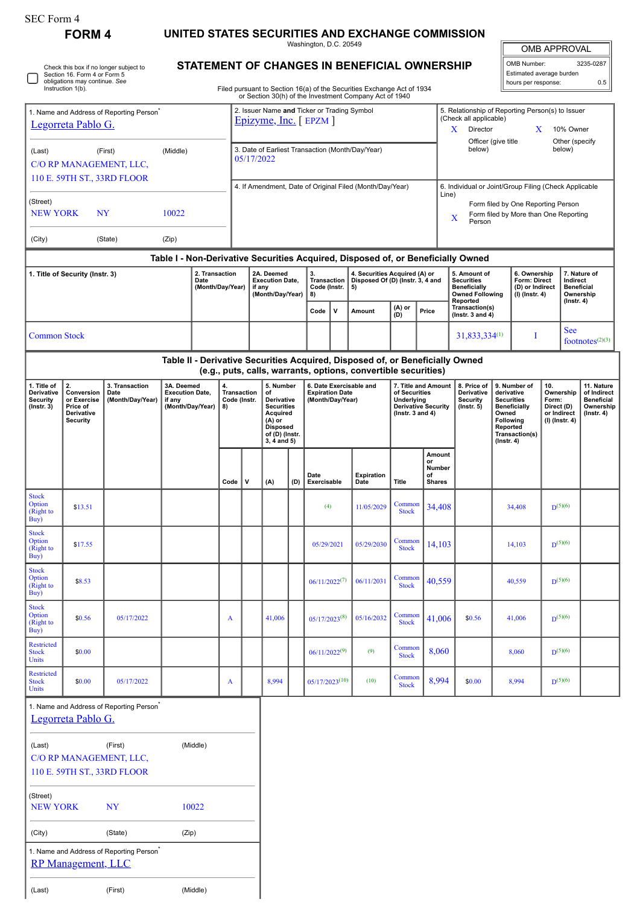SEC Form 4

# FORM 4

## UNITED STATES SECURITIES AND EXCHANGE COMMISSION

Washington, D.C. 20549

## STATEMENT OF CHANGES IN BENEFICIAL OWNERSHIP

Filed pursuant to Section 16(a) of the Securities Exchange Act of 1934 or Section 30(h) of the Investment Company Act of 1940

| OMB APPROVAL | |
|---|---|
| OMB Number: | 3235-0287 |
| Estimated average burden | |
| hours per response: | 0.5 |

☐ Check this box if no longer subject to Section 16. Form 4 or Form 5 obligations may continue. *See* Instruction 1(b).

1. Name and Address of Reporting Person*
Legorreta Pablo G.

(Last) (First) (Middle)
C/O RP MANAGEMENT, LLC,
110 E. 59TH ST., 33RD FLOOR

(Street)
NEW YORK NY 10022

(City) (State) (Zip)

2. Issuer Name **and** Ticker or Trading Symbol
Epizyme, Inc. [ EPZM ]

3. Date of Earliest Transaction (Month/Day/Year)
05/17/2022

4. If Amendment, Date of Original Filed (Month/Day/Year)

5. Relationship of Reporting Person(s) to Issuer (Check all applicable)
X Director X 10% Owner
Officer (give title below) Other (specify below)

6. Individual or Joint/Group Filing (Check Applicable Line)
Form filed by One Reporting Person
X Form filed by More than One Reporting Person

### Table I - Non-Derivative Securities Acquired, Disposed of, or Beneficially Owned

| 1. Title of Security (Instr. 3) | 2. Transaction Date (Month/Day/Year) | 2A. Deemed Execution Date, if any (Month/Day/Year) | 3. Transaction Code (Instr. 8) | | 4. Securities Acquired (A) or Disposed Of (D) (Instr. 3, 4 and 5) | | | 5. Amount of Securities Beneficially Owned Following Reported Transaction(s) (Instr. 3 and 4) | 6. Ownership Form: Direct (D) or Indirect (I) (Instr. 4) | 7. Nature of Indirect Beneficial Ownership (Instr. 4) |
|---|---|---|---|---|---|---|---|---|---|---|
| | | | Code | V | Amount | (A) or (D) | Price | | | |
| Common Stock | | | | | | | | 31,833,334[1] | I | See footnotes[2][3] |

### Table II - Derivative Securities Acquired, Disposed of, or Beneficially Owned (e.g., puts, calls, warrants, options, convertible securities)

| 1. Title of Derivative Security (Instr. 3) | 2. Conversion or Exercise Price of Derivative Security | 3. Transaction Date (Month/Day/Year) | 3A. Deemed Execution Date, if any (Month/Day/Year) | 4. Transaction Code (Instr. 8) | | 5. Number of Derivative Securities Acquired (A) or Disposed of (D) (Instr. 3, 4 and 5) | | 6. Date Exercisable and Expiration Date (Month/Day/Year) | | 7. Title and Amount of Securities Underlying Derivative Security (Instr. 3 and 4) | | 8. Price of Derivative Security (Instr. 5) | 9. Number of derivative Securities Beneficially Owned Following Reported Transaction(s) (Instr. 4) | 10. Ownership Form: Direct (D) or Indirect (I) (Instr. 4) | 11. Nature of Indirect Beneficial Ownership (Instr. 4) |
|---|---|---|---|---|---|---|---|---|---|---|---|---|---|---|---|
| | | | | Code | V | (A) | (D) | Date Exercisable | Expiration Date | Title | Amount or Number of Shares | | | | |
| Stock Option (Right to Buy) | $13.51 | | | | | | | (4) | 11/05/2029 | Common Stock | 34,408 | | 34,408 | D[5][6] | |
| Stock Option (Right to Buy) | $17.55 | | | | | | | 05/29/2021 | 05/29/2030 | Common Stock | 14,103 | | 14,103 | D[5][6] | |
| Stock Option (Right to Buy) | $8.53 | | | | | | | 06/11/2022[7] | 06/11/2031 | Common Stock | 40,559 | | 40,559 | D[5][6] | |
| Stock Option (Right to Buy) | $0.56 | 05/17/2022 | | A | | 41,006 | | 05/17/2023[8] | 05/16/2032 | Common Stock | 41,006 | $0.56 | 41,006 | D[5][6] | |
| Restricted Stock Units | $0.00 | | | | | | | 06/11/2022[9] | (9) | Common Stock | 8,060 | | 8,060 | D[5][6] | |
| Restricted Stock Units | $0.00 | 05/17/2022 | | A | | 8,994 | | 05/17/2023[10] | (10) | Common Stock | 8,994 | $0.00 | 8,994 | D[5][6] | |

1. Name and Address of Reporting Person*
Legorreta Pablo G.

(Last) (First) (Middle)
C/O RP MANAGEMENT, LLC,
110 E. 59TH ST., 33RD FLOOR

(Street)
NEW YORK NY 10022

(City) (State) (Zip)

1. Name and Address of Reporting Person*
RP Management, LLC

(Last) (First) (Middle)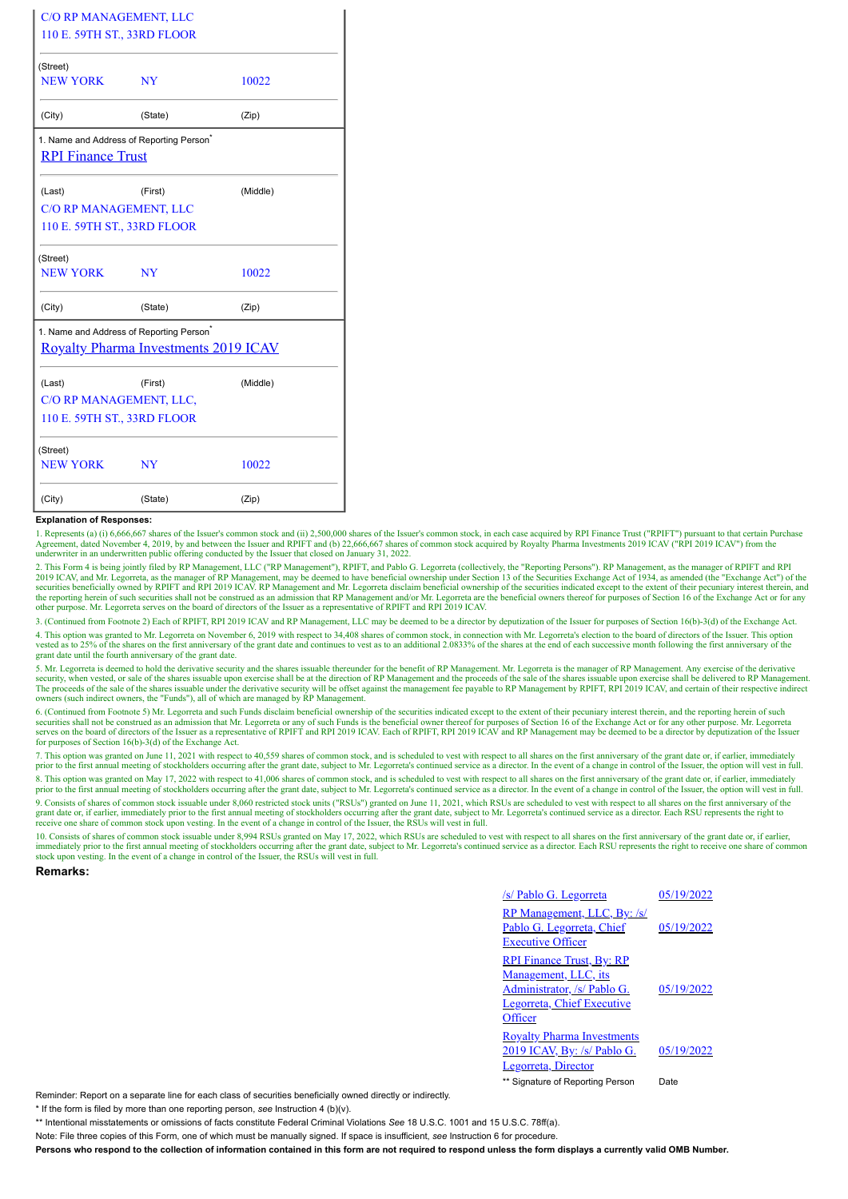C/O RP MANAGEMENT, LLC
110 E. 59TH ST., 33RD FLOOR

| (Street) | | |
|---|---|---|
| NEW YORK | NY | 10022 |
| (City) | (State) | (Zip) |

1. Name and Address of Reporting Person*

RPI Finance Trust

| (Last) | (First) | (Middle) |
|---|---|---|

C/O RP MANAGEMENT, LLC
110 E. 59TH ST., 33RD FLOOR

| (Street) | | |
|---|---|---|
| NEW YORK | NY | 10022 |
| (City) | (State) | (Zip) |

1. Name and Address of Reporting Person*

Royalty Pharma Investments 2019 ICAV

| (Last) | (First) | (Middle) |
|---|---|---|

C/O RP MANAGEMENT, LLC,
110 E. 59TH ST., 33RD FLOOR

| (Street) | | |
|---|---|---|
| NEW YORK | NY | 10022 |
| (City) | (State) | (Zip) |

**Explanation of Responses:**

1. Represents (a) (i) 6,666,667 shares of the Issuer's common stock and (ii) 2,500,000 shares of the Issuer's common stock, in each case acquired by RPI Finance Trust ("RPIFT") pursuant to that certain Purchase Agreement, dated November 4, 2019, by and between the Issuer and RPIFT and (b) 22,666,667 shares of common stock acquired by Royalty Pharma Investments 2019 ICAV ("RPI 2019 ICAV") from the underwriter in an underwritten public offering conducted by the Issuer that closed on January 31, 2022.

2. This Form 4 is being jointly filed by RP Management, LLC ("RP Management"), RPIFT, and Pablo G. Legorreta (collectively, the "Reporting Persons"). RP Management, as the manager of RPIFT and RPI 2019 ICAV, and Mr. Legorreta, as the manager of RP Management, may be deemed to have beneficial ownership under Section 13 of the Securities Exchange Act of 1934, as amended (the "Exchange Act") of the securities beneficially owned by RPIFT and RPI 2019 ICAV. RP Management and Mr. Legorreta disclaim beneficial ownership of the securities indicated except to the extent of their pecuniary interest therein, and the reporting herein of such securities shall not be construed as an admission that RP Management and/or Mr. Legorreta are the beneficial owners thereof for purposes of Section 16 of the Exchange Act or for any other purpose. Mr. Legorreta serves on the board of directors of the Issuer as a representative of RPIFT and RPI 2019 ICAV.

3. (Continued from Footnote 2) Each of RPIFT, RPI 2019 ICAV and RP Management, LLC may be deemed to be a director by deputization of the Issuer for purposes of Section 16(b)-3(d) of the Exchange Act.

4. This option was granted to Mr. Legorreta on November 6, 2019 with respect to 34,408 shares of common stock, in connection with Mr. Legorreta's election to the board of directors of the Issuer. This option vested as to 25% of the shares on the first anniversary of the grant date and continues to vest as to an additional 2.0833% of the shares at the end of each successive month following the first anniversary of the grant date until the fourth anniversary of the grant date.

5. Mr. Legorreta is deemed to hold the derivative security and the shares issuable thereunder for the benefit of RP Management. Mr. Legorreta is the manager of RP Management. Any exercise of the derivative security, when vested, or sale of the shares issuable upon exercise shall be at the direction of RP Management and the proceeds of the sale of the shares issuable upon exercise shall be delivered to RP Management. The proceeds of the sale of the shares issuable under the derivative security will be offset against the management fee payable to RP Management by RPIFT, RPI 2019 ICAV, and certain of their respective indirect owners (such indirect owners, the "Funds"), all of which are managed by RP Management.

6. (Continued from Footnote 5) Mr. Legorreta and such Funds disclaim beneficial ownership of the securities indicated except to the extent of their pecuniary interest therein, and the reporting herein of such securities shall not be construed as an admission that Mr. Legorreta or any of such Funds is the beneficial owner thereof for purposes of Section 16 of the Exchange Act or for any other purpose. Mr. Legorreta serves on the board of directors of the Issuer as a representative of RPIFT and RPI 2019 ICAV. Each of RPIFT, RPI 2019 ICAV and RP Management may be deemed to be a director by deputization of the Issuer for purposes of Section 16(b)-3(d) of the Exchange Act.

7. This option was granted on June 11, 2021 with respect to 40,559 shares of common stock, and is scheduled to vest with respect to all shares on the first anniversary of the grant date or, if earlier, immediately prior to the first annual meeting of stockholders occurring after the grant date, subject to Mr. Legorreta's continued service as a director. In the event of a change in control of the Issuer, the option will vest in full.

8. This option was granted on May 17, 2022 with respect to 41,006 shares of common stock, and is scheduled to vest with respect to all shares on the first anniversary of the grant date or, if earlier, immediately prior to the first annual meeting of stockholders occurring after the grant date, subject to Mr. Legorreta's continued service as a director. In the event of a change in control of the Issuer, the option will vest in full.

9. Consists of shares of common stock issuable under 8,060 restricted stock units ("RSUs") granted on June 11, 2021, which RSUs are scheduled to vest with respect to all shares on the first anniversary of the grant date or, if earlier, immediately prior to the first annual meeting of stockholders occurring after the grant date, subject to Mr. Legorreta's continued service as a director. Each RSU represents the right to receive one share of common stock upon vesting. In the event of a change in control of the Issuer, the RSUs will vest in full.

10. Consists of shares of common stock issuable under 8,994 RSUs granted on May 17, 2022, which RSUs are scheduled to vest with respect to all shares on the first anniversary of the grant date or, if earlier, immediately prior to the first annual meeting of stockholders occurring after the grant date, subject to Mr. Legorreta's continued service as a director. Each RSU represents the right to receive one share of common stock upon vesting. In the event of a change in control of the Issuer, the RSUs will vest in full.

**Remarks:**

| | |
|---|---|
| /s/ Pablo G. Legorreta | 05/19/2022 |
| RP Management, LLC, By: /s/ Pablo G. Legorreta, Chief Executive Officer | 05/19/2022 |
| RPI Finance Trust, By: RP Management, LLC, its Administrator, /s/ Pablo G. Legorreta, Chief Executive Officer | 05/19/2022 |
| Royalty Pharma Investments 2019 ICAV, By: /s/ Pablo G. Legorreta, Director | 05/19/2022 |
| ** Signature of Reporting Person | Date |

Reminder: Report on a separate line for each class of securities beneficially owned directly or indirectly.

\* If the form is filed by more than one reporting person, *see* Instruction 4 (b)(v).

\** Intentional misstatements or omissions of facts constitute Federal Criminal Violations *See* 18 U.S.C. 1001 and 15 U.S.C. 78ff(a).

Note: File three copies of this Form, one of which must be manually signed. If space is insufficient, *see* Instruction 6 for procedure.

**Persons who respond to the collection of information contained in this form are not required to respond unless the form displays a currently valid OMB Number.**